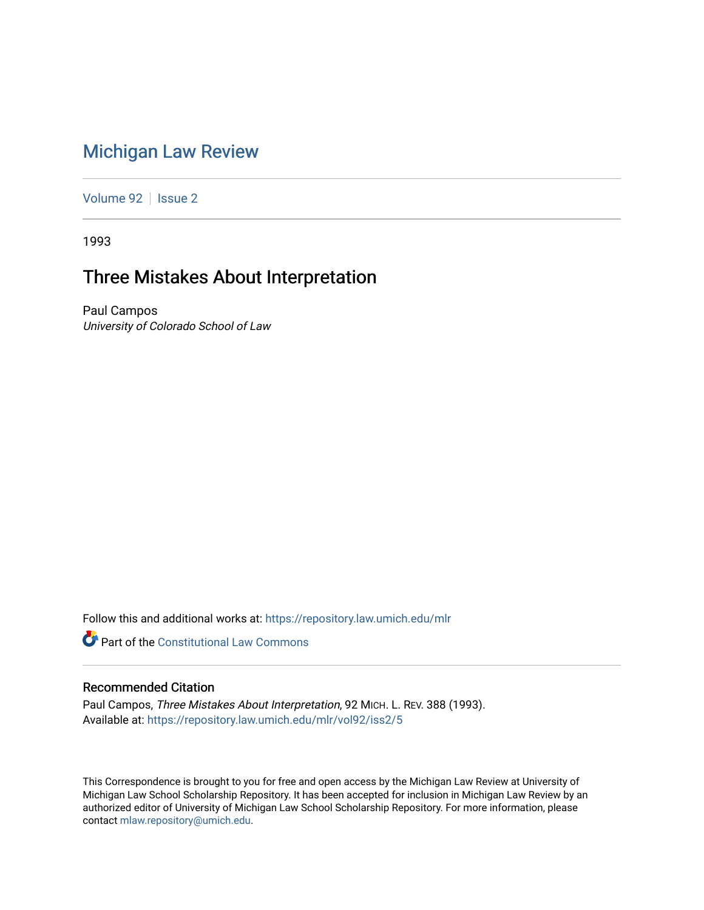# Michigan Law Review

Volume 92 | Issue 2

1993

## Three Mistakes About Interpretation

Paul Campos
*University of Colorado School of Law*

Follow this and additional works at: https://repository.law.umich.edu/mlr

Part of the Constitutional Law Commons

### Recommended Citation

Paul Campos, *Three Mistakes About Interpretation*, 92 MICH. L. REV. 388 (1993).
Available at: https://repository.law.umich.edu/mlr/vol92/iss2/5

This Correspondence is brought to you for free and open access by the Michigan Law Review at University of Michigan Law School Scholarship Repository. It has been accepted for inclusion in Michigan Law Review by an authorized editor of University of Michigan Law School Scholarship Repository. For more information, please contact mlaw.repository@umich.edu.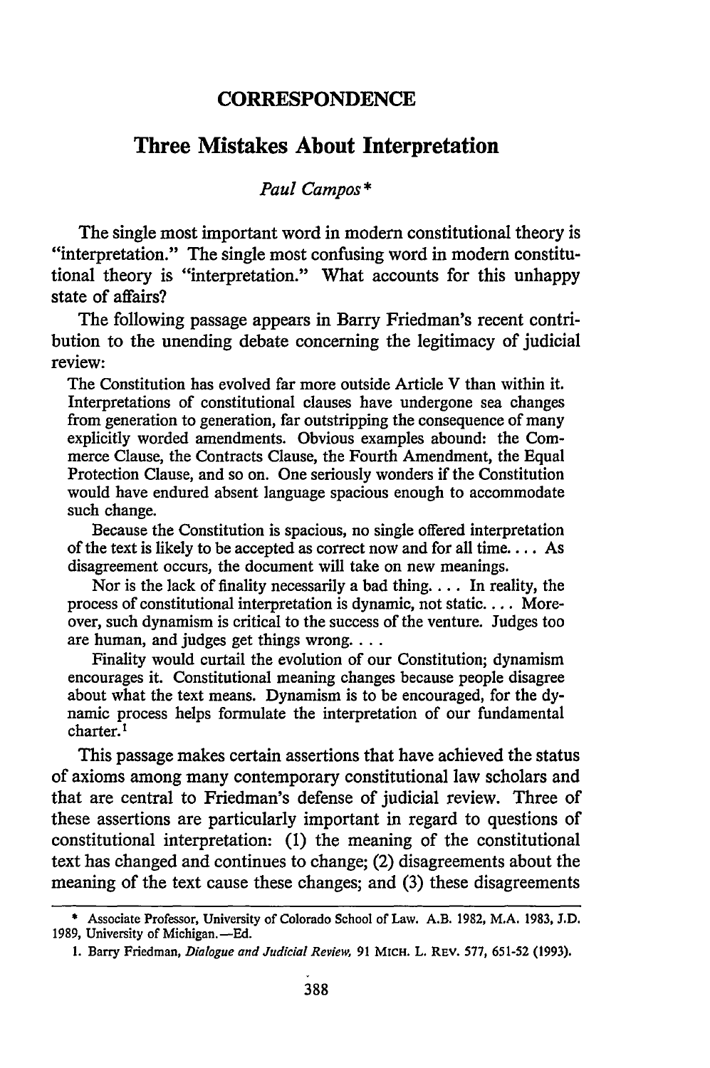**CORRESPONDENCE**

# Three Mistakes About Interpretation

*Paul Campos\**

The single most important word in modern constitutional theory is "interpretation." The single most confusing word in modern constitutional theory is "interpretation." What accounts for this unhappy state of affairs?

The following passage appears in Barry Friedman's recent contribution to the unending debate concerning the legitimacy of judicial review:

> The Constitution has evolved far more outside Article V than within it. Interpretations of constitutional clauses have undergone sea changes from generation to generation, far outstripping the consequence of many explicitly worded amendments. Obvious examples abound: the Commerce Clause, the Contracts Clause, the Fourth Amendment, the Equal Protection Clause, and so on. One seriously wonders if the Constitution would have endured absent language spacious enough to accommodate such change.
>
> Because the Constitution is spacious, no single offered interpretation of the text is likely to be accepted as correct now and for all time. . . . As disagreement occurs, the document will take on new meanings.
>
> Nor is the lack of finality necessarily a bad thing. . . . In reality, the process of constitutional interpretation is dynamic, not static. . . . Moreover, such dynamism is critical to the success of the venture. Judges too are human, and judges get things wrong. . . .
>
> Finality would curtail the evolution of our Constitution; dynamism encourages it. Constitutional meaning changes because people disagree about what the text means. Dynamism is to be encouraged, for the dynamic process helps formulate the interpretation of our fundamental charter.[1]

This passage makes certain assertions that have achieved the status of axioms among many contemporary constitutional law scholars and that are central to Friedman's defense of judicial review. Three of these assertions are particularly important in regard to questions of constitutional interpretation: (1) the meaning of the constitutional text has changed and continues to change; (2) disagreements about the meaning of the text cause these changes; and (3) these disagreements

---

\* Associate Professor, University of Colorado School of Law. A.B. 1982, M.A. 1983, J.D. 1989, University of Michigan.—Ed.

1. Barry Friedman, *Dialogue and Judicial Review*, 91 MICH. L. REV. 577, 651-52 (1993).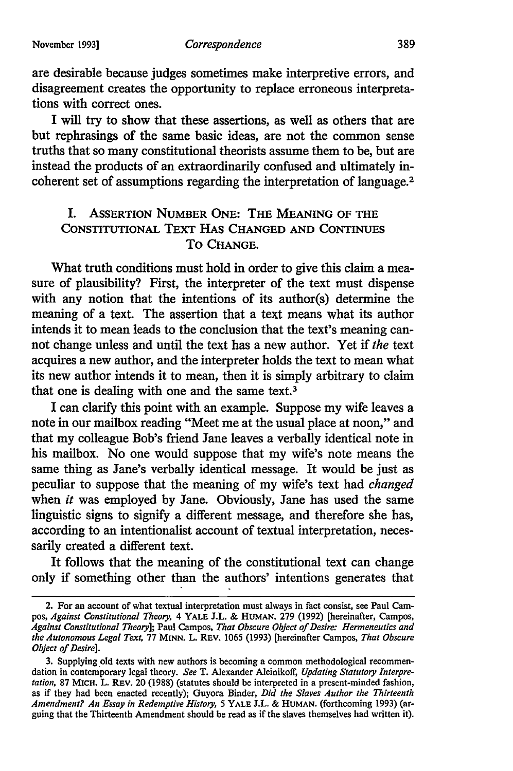are desirable because judges sometimes make interpretive errors, and disagreement creates the opportunity to replace erroneous interpretations with correct ones.

I will try to show that these assertions, as well as others that are but rephrasings of the same basic ideas, are not the common sense truths that so many constitutional theorists assume them to be, but are instead the products of an extraordinarily confused and ultimately incoherent set of assumptions regarding the interpretation of language.[2]

## I. Assertion Number One: The Meaning of the Constitutional Text Has Changed and Continues To Change.

What truth conditions must hold in order to give this claim a measure of plausibility? First, the interpreter of the text must dispense with any notion that the intentions of its author(s) determine the meaning of a text. The assertion that a text means what its author intends it to mean leads to the conclusion that the text's meaning cannot change unless and until the text has a new author. Yet if *the* text acquires a new author, and the interpreter holds the text to mean what its new author intends it to mean, then it is simply arbitrary to claim that one is dealing with one and the same text.[3]

I can clarify this point with an example. Suppose my wife leaves a note in our mailbox reading "Meet me at the usual place at noon," and that my colleague Bob's friend Jane leaves a verbally identical note in his mailbox. No one would suppose that my wife's note means the same thing as Jane's verbally identical message. It would be just as peculiar to suppose that the meaning of my wife's text had *changed* when *it* was employed by Jane. Obviously, Jane has used the same linguistic signs to signify a different message, and therefore she has, according to an intentionalist account of textual interpretation, necessarily created a different text.

It follows that the meaning of the constitutional text can change only if something other than the authors' intentions generates that

---

2. For an account of what textual interpretation must always in fact consist, see Paul Campos, *Against Constitutional Theory*, 4 YALE J.L. & HUMAN. 279 (1992) [hereinafter, Campos, *Against Constitutional Theory*]; Paul Campos, *That Obscure Object of Desire: Hermeneutics and the Autonomous Legal Text*, 77 MINN. L. REV. 1065 (1993) [hereinafter Campos, *That Obscure Object of Desire*].

3. Supplying old texts with new authors is becoming a common methodological recommendation in contemporary legal theory. *See* T. Alexander Aleinikoff, *Updating Statutory Interpretation*, 87 MICH. L. REV. 20 (1988) (statutes should be interpreted in a present-minded fashion, as if they had been enacted recently); Guyora Binder, *Did the Slaves Author the Thirteenth Amendment? An Essay in Redemptive History*, 5 YALE J.L. & HUMAN. (forthcoming 1993) (arguing that the Thirteenth Amendment should be read as if the slaves themselves had written it).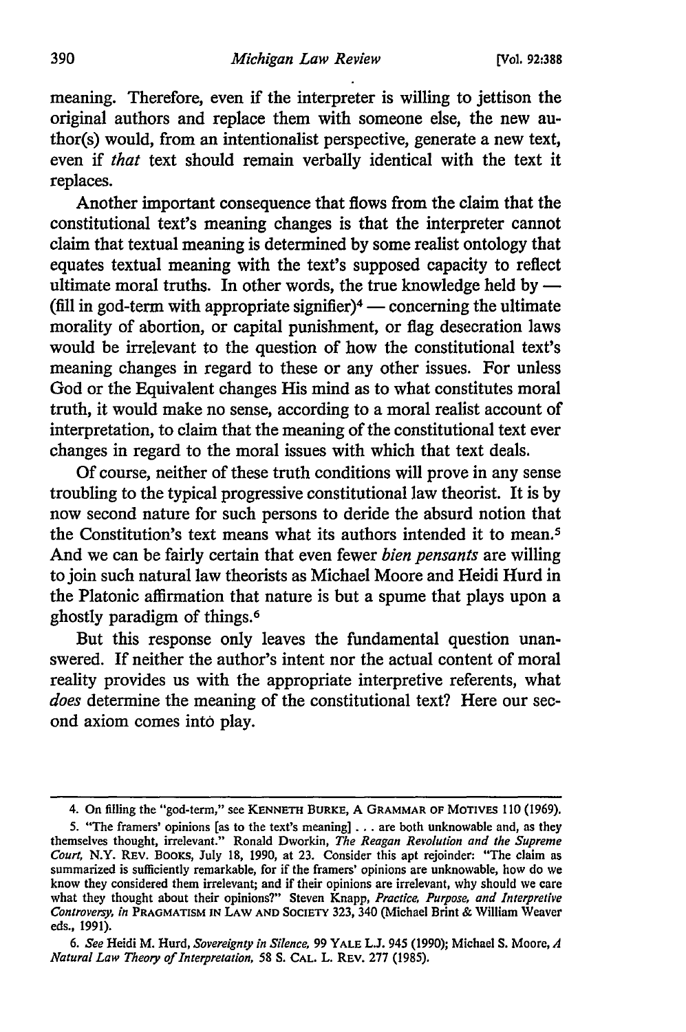meaning. Therefore, even if the interpreter is willing to jettison the original authors and replace them with someone else, the new author(s) would, from an intentionalist perspective, generate a new text, even if *that* text should remain verbally identical with the text it replaces.

Another important consequence that flows from the claim that the constitutional text's meaning changes is that the interpreter cannot claim that textual meaning is determined by some realist ontology that equates textual meaning with the text's supposed capacity to reflect ultimate moral truths. In other words, the true knowledge held by — (fill in god-term with appropriate signifier)[4] — concerning the ultimate morality of abortion, or capital punishment, or flag desecration laws would be irrelevant to the question of how the constitutional text's meaning changes in regard to these or any other issues. For unless God or the Equivalent changes His mind as to what constitutes moral truth, it would make no sense, according to a moral realist account of interpretation, to claim that the meaning of the constitutional text ever changes in regard to the moral issues with which that text deals.

Of course, neither of these truth conditions will prove in any sense troubling to the typical progressive constitutional law theorist. It is by now second nature for such persons to deride the absurd notion that the Constitution's text means what its authors intended it to mean.[5] And we can be fairly certain that even fewer *bien pensants* are willing to join such natural law theorists as Michael Moore and Heidi Hurd in the Platonic affirmation that nature is but a spume that plays upon a ghostly paradigm of things.[6]

But this response only leaves the fundamental question unanswered. If neither the author's intent nor the actual content of moral reality provides us with the appropriate interpretive referents, what *does* determine the meaning of the constitutional text? Here our second axiom comes into play.

---

4. On filling the "god-term," see KENNETH BURKE, A GRAMMAR OF MOTIVES 110 (1969).

5. "The framers' opinions [as to the text's meaning] . . . are both unknowable and, as they themselves thought, irrelevant." Ronald Dworkin, *The Reagan Revolution and the Supreme Court*, N.Y. REV. BOOKS, July 18, 1990, at 23. Consider this apt rejoinder: "The claim as summarized is sufficiently remarkable, for if the framers' opinions are unknowable, how do we know they considered them irrelevant; and if their opinions are irrelevant, why should we care what they thought about their opinions?" Steven Knapp, *Practice, Purpose, and Interpretive Controversy*, *in* PRAGMATISM IN LAW AND SOCIETY 323, 340 (Michael Brint & William Weaver eds., 1991).

6. *See* Heidi M. Hurd, *Sovereignty in Silence*, 99 YALE L.J. 945 (1990); Michael S. Moore, *A Natural Law Theory of Interpretation*, 58 S. CAL. L. REV. 277 (1985).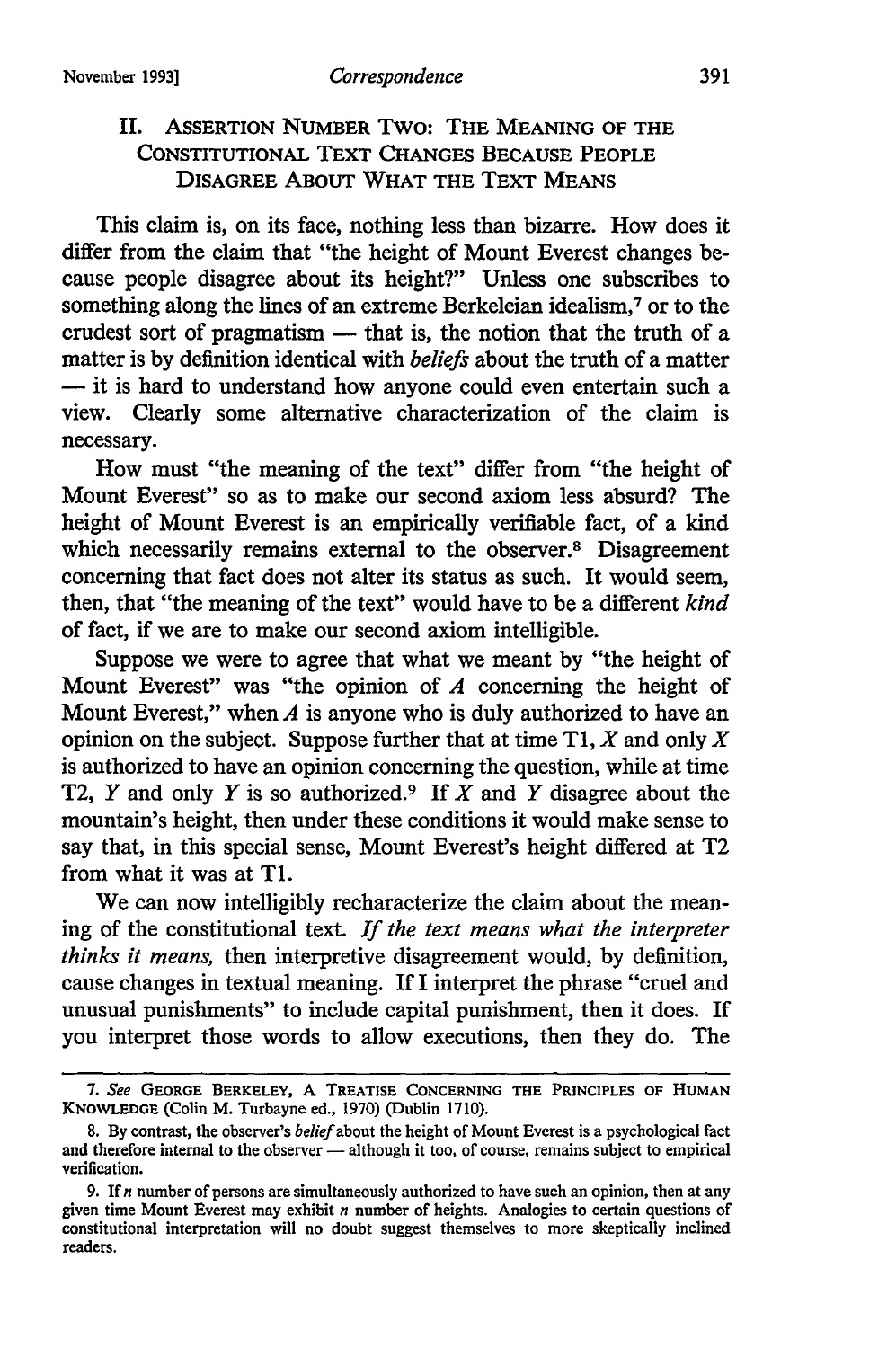## II. Assertion Number Two: The Meaning of the Constitutional Text Changes Because People Disagree About What the Text Means

This claim is, on its face, nothing less than bizarre. How does it differ from the claim that "the height of Mount Everest changes because people disagree about its height?" Unless one subscribes to something along the lines of an extreme Berkeleian idealism,[7] or to the crudest sort of pragmatism — that is, the notion that the truth of a matter is by definition identical with *beliefs* about the truth of a matter — it is hard to understand how anyone could even entertain such a view. Clearly some alternative characterization of the claim is necessary.

How must "the meaning of the text" differ from "the height of Mount Everest" so as to make our second axiom less absurd? The height of Mount Everest is an empirically verifiable fact, of a kind which necessarily remains external to the observer.[8] Disagreement concerning that fact does not alter its status as such. It would seem, then, that "the meaning of the text" would have to be a different *kind* of fact, if we are to make our second axiom intelligible.

Suppose we were to agree that what we meant by "the height of Mount Everest" was "the opinion of *A* concerning the height of Mount Everest," when *A* is anyone who is duly authorized to have an opinion on the subject. Suppose further that at time T1, *X* and only *X* is authorized to have an opinion concerning the question, while at time T2, *Y* and only *Y* is so authorized.[9] If *X* and *Y* disagree about the mountain's height, then under these conditions it would make sense to say that, in this special sense, Mount Everest's height differed at T2 from what it was at T1.

We can now intelligibly recharacterize the claim about the meaning of the constitutional text. *If the text means what the interpreter thinks it means,* then interpretive disagreement would, by definition, cause changes in textual meaning. If I interpret the phrase "cruel and unusual punishments" to include capital punishment, then it does. If you interpret those words to allow executions, then they do. The

---

7. *See* George Berkeley, A Treatise Concerning the Principles of Human Knowledge (Colin M. Turbayne ed., 1970) (Dublin 1710).

8. By contrast, the observer's *belief* about the height of Mount Everest is a psychological fact and therefore internal to the observer — although it too, of course, remains subject to empirical verification.

9. If *n* number of persons are simultaneously authorized to have such an opinion, then at any given time Mount Everest may exhibit *n* number of heights. Analogies to certain questions of constitutional interpretation will no doubt suggest themselves to more skeptically inclined readers.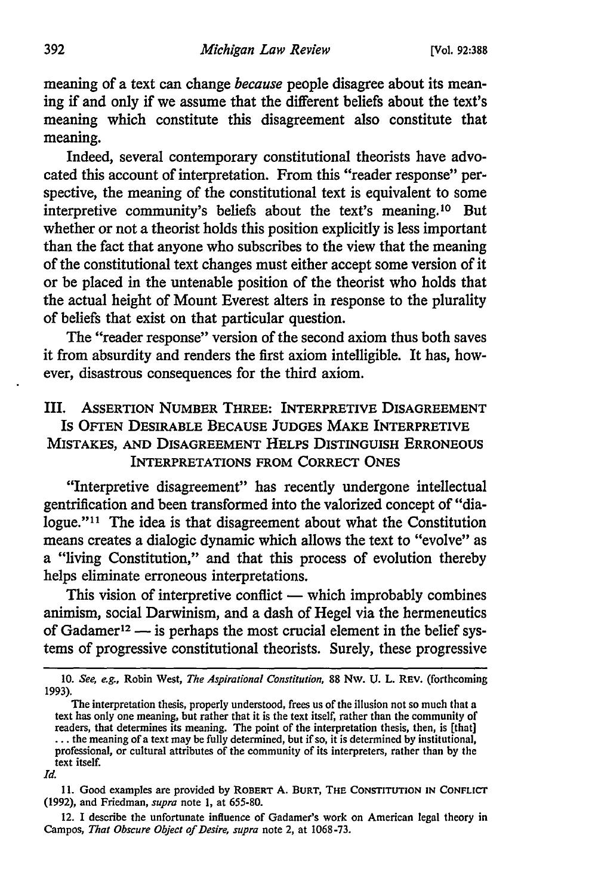meaning of a text can change *because* people disagree about its meaning if and only if we assume that the different beliefs about the text's meaning which constitute this disagreement also constitute that meaning.

Indeed, several contemporary constitutional theorists have advocated this account of interpretation. From this "reader response" perspective, the meaning of the constitutional text is equivalent to some interpretive community's beliefs about the text's meaning.[10] But whether or not a theorist holds this position explicitly is less important than the fact that anyone who subscribes to the view that the meaning of the constitutional text changes must either accept some version of it or be placed in the untenable position of the theorist who holds that the actual height of Mount Everest alters in response to the plurality of beliefs that exist on that particular question.

The "reader response" version of the second axiom thus both saves it from absurdity and renders the first axiom intelligible. It has, however, disastrous consequences for the third axiom.

## III. Assertion Number Three: Interpretive Disagreement Is Often Desirable Because Judges Make Interpretive Mistakes, and Disagreement Helps Distinguish Erroneous Interpretations from Correct Ones

"Interpretive disagreement" has recently undergone intellectual gentrification and been transformed into the valorized concept of "dialogue."[11] The idea is that disagreement about what the Constitution means creates a dialogic dynamic which allows the text to "evolve" as a "living Constitution," and that this process of evolution thereby helps eliminate erroneous interpretations.

This vision of interpretive conflict — which improbably combines animism, social Darwinism, and a dash of Hegel via the hermeneutics of Gadamer[12] — is perhaps the most crucial element in the belief systems of progressive constitutional theorists. Surely, these progressive

---

10. *See, e.g.*, Robin West, *The Aspirational Constitution*, 88 Nw. U. L. Rev. (forthcoming 1993).

> The interpretation thesis, properly understood, frees us of the illusion not so much that a text has only one meaning, but rather that it is the text itself, rather than the community of readers, that determines its meaning. The point of the interpretation thesis, then, is [that] . . . the meaning of a text may be fully determined, but if so, it is determined by institutional, professional, or cultural attributes of the community of its interpreters, rather than by the text itself.

*Id.*

11. Good examples are provided by Robert A. Burt, The Constitution in Conflict (1992), and Friedman, *supra* note 1, at 655-80.

12. I describe the unfortunate influence of Gadamer's work on American legal theory in Campos, *That Obscure Object of Desire*, *supra* note 2, at 1068-73.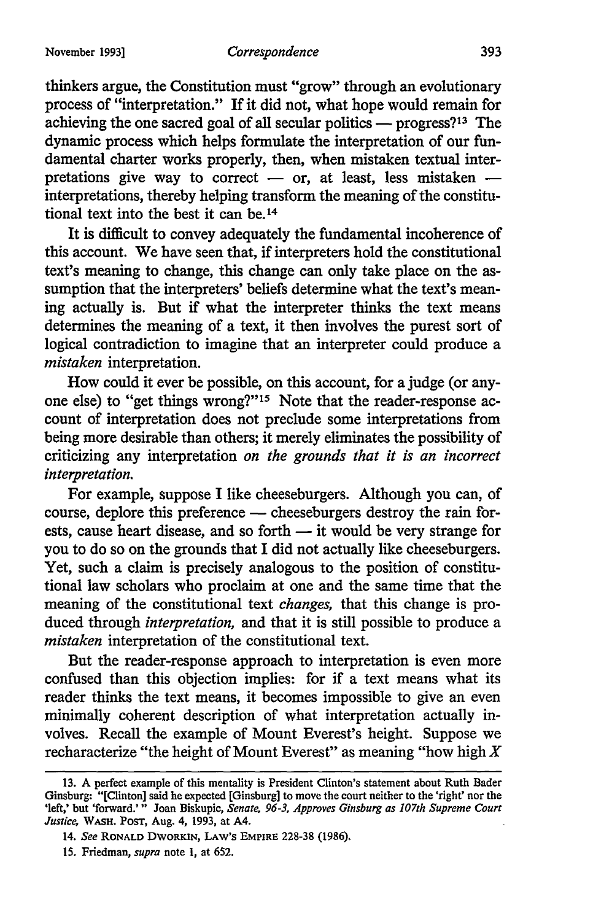thinkers argue, the Constitution must "grow" through an evolutionary process of "interpretation." If it did not, what hope would remain for achieving the one sacred goal of all secular politics — progress?[13] The dynamic process which helps formulate the interpretation of our fundamental charter works properly, then, when mistaken textual interpretations give way to correct — or, at least, less mistaken — interpretations, thereby helping transform the meaning of the constitutional text into the best it can be.[14]

It is difficult to convey adequately the fundamental incoherence of this account. We have seen that, if interpreters hold the constitutional text's meaning to change, this change can only take place on the assumption that the interpreters' beliefs determine what the text's meaning actually is. But if what the interpreter thinks the text means determines the meaning of a text, it then involves the purest sort of logical contradiction to imagine that an interpreter could produce a *mistaken* interpretation.

How could it ever be possible, on this account, for a judge (or anyone else) to "get things wrong?"[15] Note that the reader-response account of interpretation does not preclude some interpretations from being more desirable than others; it merely eliminates the possibility of criticizing any interpretation *on the grounds that it is an incorrect interpretation.*

For example, suppose I like cheeseburgers. Although you can, of course, deplore this preference — cheeseburgers destroy the rain forests, cause heart disease, and so forth — it would be very strange for you to do so on the grounds that I did not actually like cheeseburgers. Yet, such a claim is precisely analogous to the position of constitutional law scholars who proclaim at one and the same time that the meaning of the constitutional text *changes,* that this change is produced through *interpretation,* and that it is still possible to produce a *mistaken* interpretation of the constitutional text.

But the reader-response approach to interpretation is even more confused than this objection implies: for if a text means what its reader thinks the text means, it becomes impossible to give an even minimally coherent description of what interpretation actually involves. Recall the example of Mount Everest's height. Suppose we recharacterize "the height of Mount Everest" as meaning "how high *X*

---

13. A perfect example of this mentality is President Clinton's statement about Ruth Bader Ginsburg: "[Clinton] said he expected [Ginsburg] to move the court neither to the 'right' nor the 'left,' but 'forward.'" Joan Biskupic, *Senate, 96-3, Approves Ginsburg as 107th Supreme Court Justice,* WASH. POST, Aug. 4, 1993, at A4.

14. *See* RONALD DWORKIN, LAW'S EMPIRE 228-38 (1986).

15. Friedman, *supra* note 1, at 652.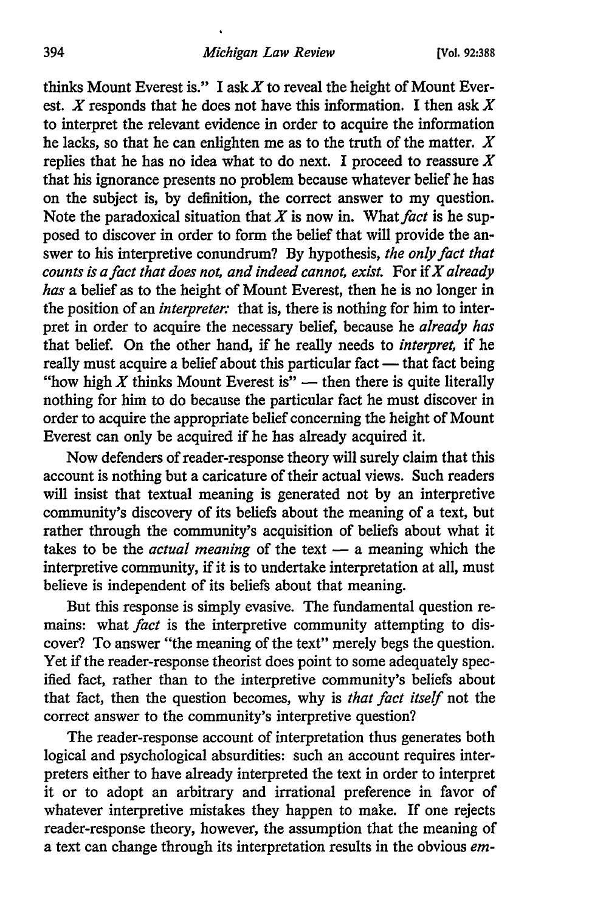thinks Mount Everest is." I ask *X* to reveal the height of Mount Everest. *X* responds that he does not have this information. I then ask *X* to interpret the relevant evidence in order to acquire the information he lacks, so that he can enlighten me as to the truth of the matter. *X* replies that he has no idea what to do next. I proceed to reassure *X* that his ignorance presents no problem because whatever belief he has on the subject is, by definition, the correct answer to my question. Note the paradoxical situation that *X* is now in. What *fact* is he supposed to discover in order to form the belief that will provide the answer to his interpretive conundrum? By hypothesis, *the only fact that counts is a fact that does not, and indeed cannot, exist.* For if *X already has* a belief as to the height of Mount Everest, then he is no longer in the position of an *interpreter:* that is, there is nothing for him to interpret in order to acquire the necessary belief, because he *already has* that belief. On the other hand, if he really needs to *interpret,* if he really must acquire a belief about this particular fact — that fact being "how high *X* thinks Mount Everest is" — then there is quite literally nothing for him to do because the particular fact he must discover in order to acquire the appropriate belief concerning the height of Mount Everest can only be acquired if he has already acquired it.

Now defenders of reader-response theory will surely claim that this account is nothing but a caricature of their actual views. Such readers will insist that textual meaning is generated not by an interpretive community's discovery of its beliefs about the meaning of a text, but rather through the community's acquisition of beliefs about what it takes to be the *actual meaning* of the text — a meaning which the interpretive community, if it is to undertake interpretation at all, must believe is independent of its beliefs about that meaning.

But this response is simply evasive. The fundamental question remains: what *fact* is the interpretive community attempting to discover? To answer "the meaning of the text" merely begs the question. Yet if the reader-response theorist does point to some adequately specified fact, rather than to the interpretive community's beliefs about that fact, then the question becomes, why is *that fact itself* not the correct answer to the community's interpretive question?

The reader-response account of interpretation thus generates both logical and psychological absurdities: such an account requires interpreters either to have already interpreted the text in order to interpret it or to adopt an arbitrary and irrational preference in favor of whatever interpretive mistakes they happen to make. If one rejects reader-response theory, however, the assumption that the meaning of a text can change through its interpretation results in the obvious *em-*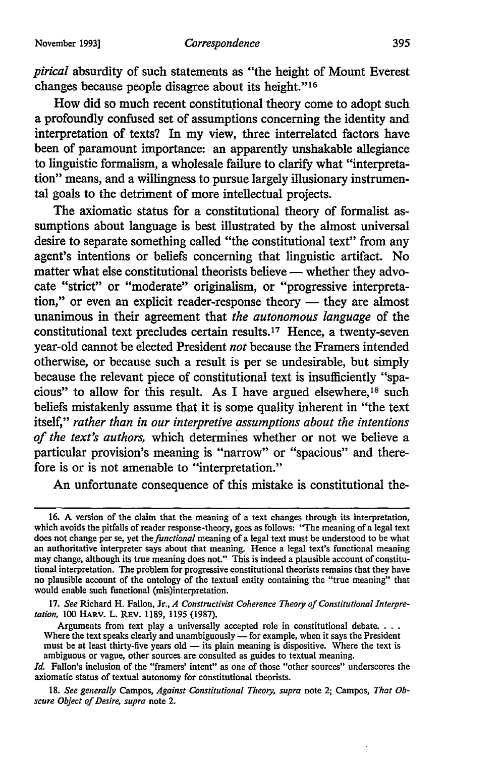*pirical* absurdity of such statements as "the height of Mount Everest changes because people disagree about its height."[16]

How did so much recent constitutional theory come to adopt such a profoundly confused set of assumptions concerning the identity and interpretation of texts? In my view, three interrelated factors have been of paramount importance: an apparently unshakable allegiance to linguistic formalism, a wholesale failure to clarify what "interpretation" means, and a willingness to pursue largely illusionary instrumental goals to the detriment of more intellectual projects.

The axiomatic status for a constitutional theory of formalist assumptions about language is best illustrated by the almost universal desire to separate something called "the constitutional text" from any agent's intentions or beliefs concerning that linguistic artifact. No matter what else constitutional theorists believe — whether they advocate "strict" or "moderate" originalism, or "progressive interpretation," or even an explicit reader-response theory — they are almost unanimous in their agreement that *the autonomous language* of the constitutional text precludes certain results.[17] Hence, a twenty-seven year-old cannot be elected President *not* because the Framers intended otherwise, or because such a result is per se undesirable, but simply because the relevant piece of constitutional text is insufficiently "spacious" to allow for this result. As I have argued elsewhere,[18] such beliefs mistakenly assume that it is some quality inherent in "the text itself," *rather than in our interpretive assumptions about the intentions of the text's authors,* which determines whether or not we believe a particular provision's meaning is "narrow" or "spacious" and therefore is or is not amenable to "interpretation."

An unfortunate consequence of this mistake is constitutional the-

---

16. A version of the claim that the meaning of a text changes through its interpretation, which avoids the pitfalls of reader response-theory, goes as follows: "The meaning of a legal text does not change per se, yet the *functional* meaning of a legal text must be understood to be what an authoritative interpreter says about that meaning. Hence a legal text's functional meaning may change, although its true meaning does not." This is indeed a plausible account of constitutional interpretation. The problem for progressive constitutional theorists remains that they have no plausible account of the ontology of the textual entity containing the "true meaning" that would enable such functional (mis)interpretation.

17. *See* Richard H. Fallon, Jr., *A Constructivist Coherence Theory of Constitutional Interpretation,* 100 HARV. L. REV. 1189, 1195 (1987).

> Arguments from text play a universally accepted role in constitutional debate. . . . Where the text speaks clearly and unambiguously — for example, when it says the President must be at least thirty-five years old — its plain meaning is dispositive. Where the text is ambiguous or vague, other sources are consulted as guides to textual meaning.

*Id.* Fallon's inclusion of the "framers' intent" as one of those "other sources" underscores the axiomatic status of textual autonomy for constitutional theorists.

18. *See generally* Campos, *Against Constitutional Theory, supra* note 2; Campos, *That Obscure Object of Desire, supra* note 2.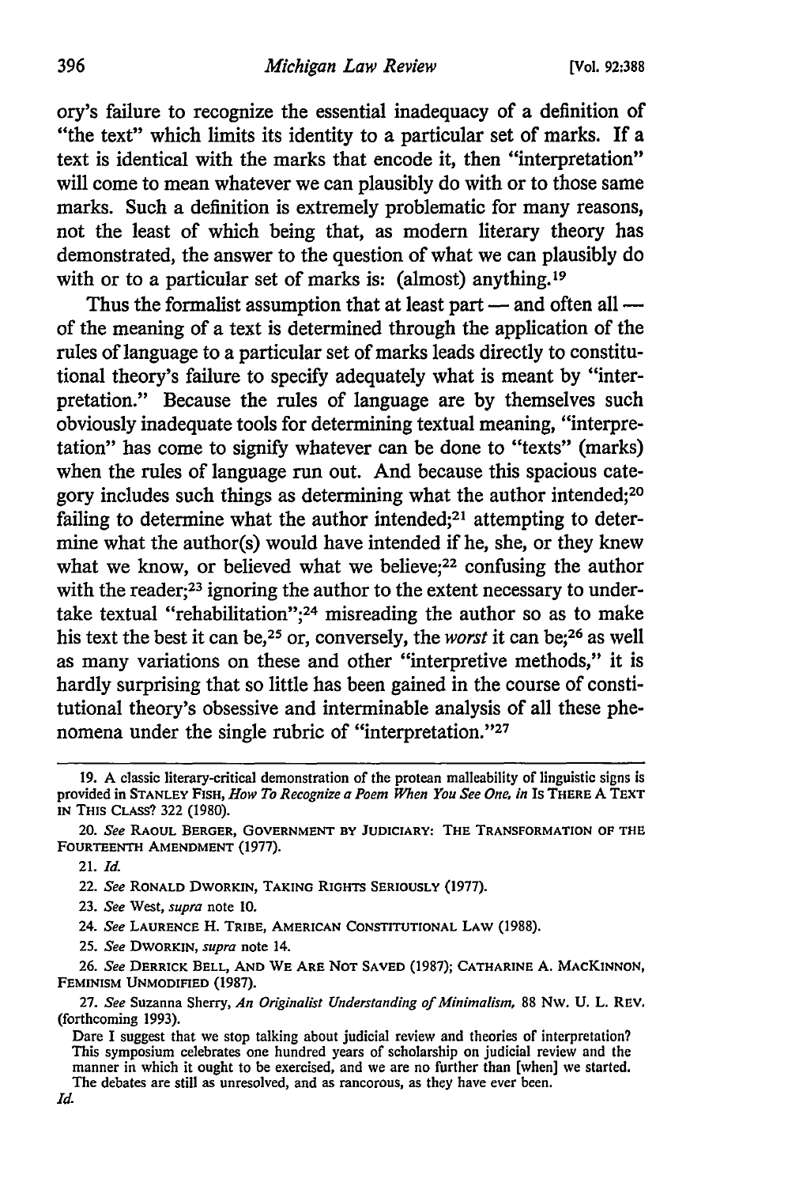ory's failure to recognize the essential inadequacy of a definition of "the text" which limits its identity to a particular set of marks. If a text is identical with the marks that encode it, then "interpretation" will come to mean whatever we can plausibly do with or to those same marks. Such a definition is extremely problematic for many reasons, not the least of which being that, as modern literary theory has demonstrated, the answer to the question of what we can plausibly do with or to a particular set of marks is: (almost) anything.[19]

Thus the formalist assumption that at least part — and often all — of the meaning of a text is determined through the application of the rules of language to a particular set of marks leads directly to constitutional theory's failure to specify adequately what is meant by "interpretation." Because the rules of language are by themselves such obviously inadequate tools for determining textual meaning, "interpretation" has come to signify whatever can be done to "texts" (marks) when the rules of language run out. And because this spacious category includes such things as determining what the author intended;[20] failing to determine what the author intended;[21] attempting to determine what the author(s) would have intended if he, she, or they knew what we know, or believed what we believe;[22] confusing the author with the reader;[23] ignoring the author to the extent necessary to undertake textual "rehabilitation";[24] misreading the author so as to make his text the best it can be,[25] or, conversely, the *worst* it can be;[26] as well as many variations on these and other "interpretive methods," it is hardly surprising that so little has been gained in the course of constitutional theory's obsessive and interminable analysis of all these phenomena under the single rubric of "interpretation."[27]

---

19. A classic literary-critical demonstration of the protean malleability of linguistic signs is provided in STANLEY FISH, *How To Recognize a Poem When You See One*, *in* IS THERE A TEXT IN THIS CLASS? 322 (1980).

20. *See* RAOUL BERGER, GOVERNMENT BY JUDICIARY: THE TRANSFORMATION OF THE FOURTEENTH AMENDMENT (1977).

21. *Id.*

22. *See* RONALD DWORKIN, TAKING RIGHTS SERIOUSLY (1977).

23. *See* West, *supra* note 10.

24. *See* LAURENCE H. TRIBE, AMERICAN CONSTITUTIONAL LAW (1988).

25. *See* DWORKIN, *supra* note 14.

26. *See* DERRICK BELL, AND WE ARE NOT SAVED (1987); CATHARINE A. MACKINNON, FEMINISM UNMODIFIED (1987).

27. *See* Suzanna Sherry, *An Originalist Understanding of Minimalism*, 88 NW. U. L. REV. (forthcoming 1993).

> Dare I suggest that we stop talking about judicial review and theories of interpretation? This symposium celebrates one hundred years of scholarship on judicial review and the manner in which it ought to be exercised, and we are no further than [when] we started. The debates are still as unresolved, and as rancorous, as they have ever been.

*Id.*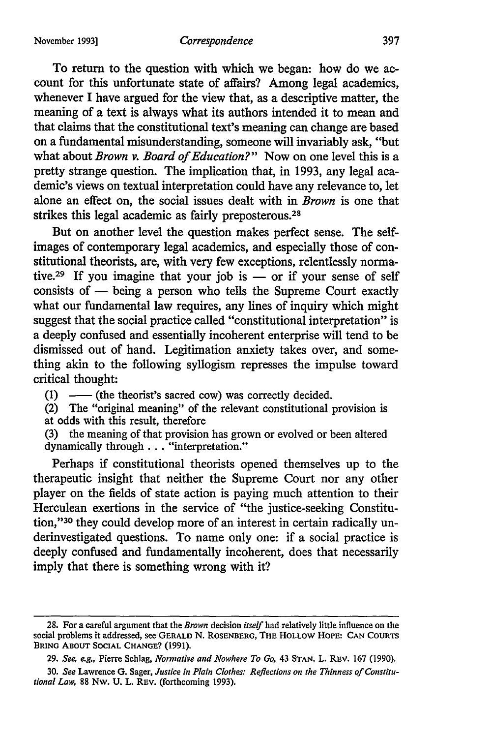To return to the question with which we began: how do we account for this unfortunate state of affairs? Among legal academics, whenever I have argued for the view that, as a descriptive matter, the meaning of a text is always what its authors intended it to mean and that claims that the constitutional text's meaning can change are based on a fundamental misunderstanding, someone will invariably ask, "but what about *Brown v. Board of Education?*" Now on one level this is a pretty strange question. The implication that, in 1993, any legal academic's views on textual interpretation could have any relevance to, let alone an effect on, the social issues dealt with in *Brown* is one that strikes this legal academic as fairly preposterous.[28]

But on another level the question makes perfect sense. The self-images of contemporary legal academics, and especially those of constitutional theorists, are, with very few exceptions, relentlessly normative.[29] If you imagine that your job is — or if your sense of self consists of — being a person who tells the Supreme Court exactly what our fundamental law requires, any lines of inquiry which might suggest that the social practice called "constitutional interpretation" is a deeply confused and essentially incoherent enterprise will tend to be dismissed out of hand. Legitimation anxiety takes over, and something akin to the following syllogism represses the impulse toward critical thought:

(1) —— (the theorist's sacred cow) was correctly decided.
(2) The "original meaning" of the relevant constitutional provision is at odds with this result, therefore
(3) the meaning of that provision has grown or evolved or been altered dynamically through . . . "interpretation."

Perhaps if constitutional theorists opened themselves up to the therapeutic insight that neither the Supreme Court nor any other player on the fields of state action is paying much attention to their Herculean exertions in the service of "the justice-seeking Constitution,"[30] they could develop more of an interest in certain radically underinvestigated questions. To name only one: if a social practice is deeply confused and fundamentally incoherent, does that necessarily imply that there is something wrong with it?

---

28. For a careful argument that the *Brown* decision *itself* had relatively little influence on the social problems it addressed, see GERALD N. ROSENBERG, THE HOLLOW HOPE: CAN COURTS BRING ABOUT SOCIAL CHANGE? (1991).

29. *See, e.g.,* Pierre Schlag, *Normative and Nowhere To Go*, 43 STAN. L. REV. 167 (1990).

30. *See* Lawrence G. Sager, *Justice in Plain Clothes: Reflections on the Thinness of Constitutional Law*, 88 NW. U. L. REV. (forthcoming 1993).